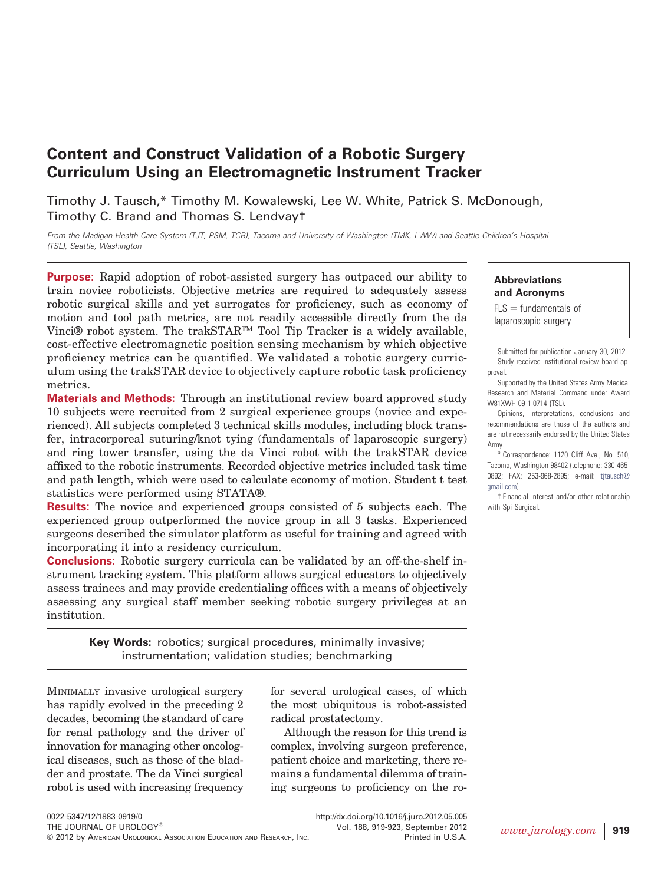# Content and Construct Validation of a Robotic Surgery Curriculum Using an Electromagnetic Instrument Tracker

Timothy J. Tausch,* Timothy M. Kowalewski, Lee W. White, Patrick S. McDonough, Timothy C. Brand and Thomas S. Lendvay†

*From the Madigan Health Care System (TJT, PSM, TCB), Tacoma and University of Washington (TMK, LWW) and Seattle Children's Hospital (TSL), Seattle, Washington*

**Purpose:** Rapid adoption of robot-assisted surgery has outpaced our ability to train novice roboticists. Objective metrics are required to adequately assess robotic surgical skills and yet surrogates for proficiency, such as economy of motion and tool path metrics, are not readily accessible directly from the da Vinci® robot system. The trakSTAR™ Tool Tip Tracker is a widely available, cost-effective electromagnetic position sensing mechanism by which objective proficiency metrics can be quantified. We validated a robotic surgery curriculum using the trakSTAR device to objectively capture robotic task proficiency metrics.

**Materials and Methods:** Through an institutional review board approved study 10 subjects were recruited from 2 surgical experience groups (novice and experienced). All subjects completed 3 technical skills modules, including block transfer, intracorporeal suturing/knot tying (fundamentals of laparoscopic surgery) and ring tower transfer, using the da Vinci robot with the trakSTAR device affixed to the robotic instruments. Recorded objective metrics included task time and path length, which were used to calculate economy of motion. Student t test statistics were performed using STATA®.

**Results:** The novice and experienced groups consisted of 5 subjects each. The experienced group outperformed the novice group in all 3 tasks. Experienced surgeons described the simulator platform as useful for training and agreed with incorporating it into a residency curriculum.

**Conclusions:** Robotic surgery curricula can be validated by an off-the-shelf instrument tracking system. This platform allows surgical educators to objectively assess trainees and may provide credentialing offices with a means of objectively assessing any surgical staff member seeking robotic surgery privileges at an institution.

**Key Words:** robotics; surgical procedures, minimally invasive; instrumentation; validation studies; benchmarking

**Abbreviations and Acronyms**

FLS = fundamentals of laparoscopic surgery

Submitted for publication January 30, 2012.

Study received institutional review board approval.

Supported by the United States Army Medical Research and Materiel Command under Award W81XWH-09-1-0714 (TSL).

Opinions, interpretations, conclusions and recommendations are those of the authors and are not necessarily endorsed by the United States Army.

\* Correspondence: 1120 Cliff Ave., No. 510, Tacoma, Washington 98402 (telephone: 330-465-0892; FAX: 253-968-2895; e-mail: tjtausch@gmail.com).

† Financial interest and/or other relationship with Spi Surgical.

MINIMALLY invasive urological surgery has rapidly evolved in the preceding 2 decades, becoming the standard of care for renal pathology and the driver of innovation for managing other oncological diseases, such as those of the bladder and prostate. The da Vinci surgical robot is used with increasing frequency for several urological cases, of which the most ubiquitous is robot-assisted radical prostatectomy.

Although the reason for this trend is complex, involving surgeon preference, patient choice and marketing, there remains a fundamental dilemma of training surgeons to proficiency on the ro-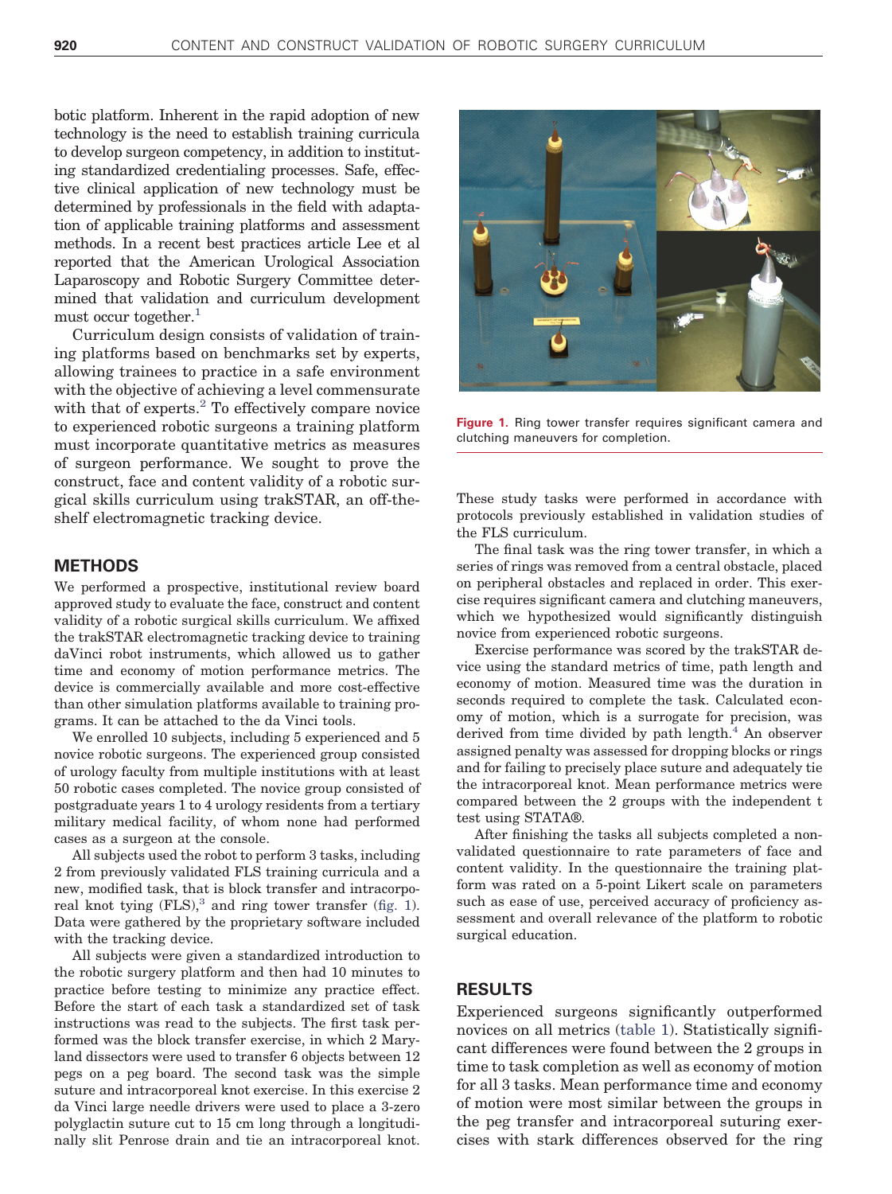botic platform. Inherent in the rapid adoption of new technology is the need to establish training curricula to develop surgeon competency, in addition to instituting standardized credentialing processes. Safe, effective clinical application of new technology must be determined by professionals in the field with adaptation of applicable training platforms and assessment methods. In a recent best practices article Lee et al reported that the American Urological Association Laparoscopy and Robotic Surgery Committee determined that validation and curriculum development must occur together.[1]

Curriculum design consists of validation of training platforms based on benchmarks set by experts, allowing trainees to practice in a safe environment with the objective of achieving a level commensurate with that of experts.[2] To effectively compare novice to experienced robotic surgeons a training platform must incorporate quantitative metrics as measures of surgeon performance. We sought to prove the construct, face and content validity of a robotic surgical skills curriculum using trakSTAR, an off-the-shelf electromagnetic tracking device.

## METHODS

We performed a prospective, institutional review board approved study to evaluate the face, construct and content validity of a robotic surgical skills curriculum. We affixed the trakSTAR electromagnetic tracking device to training daVinci robot instruments, which allowed us to gather time and economy of motion performance metrics. The device is commercially available and more cost-effective than other simulation platforms available to training programs. It can be attached to the da Vinci tools.

We enrolled 10 subjects, including 5 experienced and 5 novice robotic surgeons. The experienced group consisted of urology faculty from multiple institutions with at least 50 robotic cases completed. The novice group consisted of postgraduate years 1 to 4 urology residents from a tertiary military medical facility, of whom none had performed cases as a surgeon at the console.

All subjects used the robot to perform 3 tasks, including 2 from previously validated FLS training curricula and a new, modified task, that is block transfer and intracorporeal knot tying (FLS),[3] and ring tower transfer (fig. 1). Data were gathered by the proprietary software included with the tracking device.

All subjects were given a standardized introduction to the robotic surgery platform and then had 10 minutes to practice before testing to minimize any practice effect. Before the start of each task a standardized set of task instructions was read to the subjects. The first task performed was the block transfer exercise, in which 2 Maryland dissectors were used to transfer 6 objects between 12 pegs on a peg board. The second task was the simple suture and intracorporeal knot exercise. In this exercise 2 da Vinci large needle drivers were used to place a 3-zero polyglactin suture cut to 15 cm long through a longitudinally slit Penrose drain and tie an intracorporeal knot.

**Figure 1.** Ring tower transfer requires significant camera and clutching maneuvers for completion.

These study tasks were performed in accordance with protocols previously established in validation studies of the FLS curriculum.

The final task was the ring tower transfer, in which a series of rings was removed from a central obstacle, placed on peripheral obstacles and replaced in order. This exercise requires significant camera and clutching maneuvers, which we hypothesized would significantly distinguish novice from experienced robotic surgeons.

Exercise performance was scored by the trakSTAR device using the standard metrics of time, path length and economy of motion. Measured time was the duration in seconds required to complete the task. Calculated economy of motion, which is a surrogate for precision, was derived from time divided by path length.[4] An observer assigned penalty was assessed for dropping blocks or rings and for failing to precisely place suture and adequately tie the intracorporeal knot. Mean performance metrics were compared between the 2 groups with the independent t test using STATA®.

After finishing the tasks all subjects completed a nonvalidated questionnaire to rate parameters of face and content validity. In the questionnaire the training platform was rated on a 5-point Likert scale on parameters such as ease of use, perceived accuracy of proficiency assessment and overall relevance of the platform to robotic surgical education.

## RESULTS

Experienced surgeons significantly outperformed novices on all metrics (table 1). Statistically significant differences were found between the 2 groups in time to task completion as well as economy of motion for all 3 tasks. Mean performance time and economy of motion were most similar between the groups in the peg transfer and intracorporeal suturing exercises with stark differences observed for the ring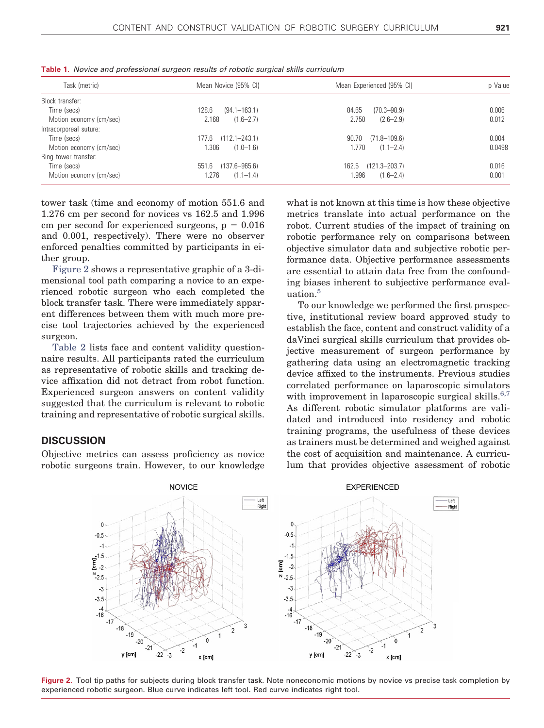**Table 1.** *Novice and professional surgeon results of robotic surgical skills curriculum*

| Task (metric) | Mean Novice (95% CI) | Mean Experienced (95% CI) | p Value |
|---|---|---|---|
| Block transfer: | | | |
| Time (secs) | 128.6 (94.1–163.1) | 84.65 (70.3–98.9) | 0.006 |
| Motion economy (cm/sec) | 2.168 (1.6–2.7) | 2.750 (2.6–2.9) | 0.012 |
| Intracorporeal suture: | | | |
| Time (secs) | 177.6 (112.1–243.1) | 90.70 (71.8–109.6) | 0.004 |
| Motion economy (cm/sec) | 1.306 (1.0–1.6) | 1.770 (1.1–2.4) | 0.0498 |
| Ring tower transfer: | | | |
| Time (secs) | 551.6 (137.6–965.6) | 162.5 (121.3–203.7) | 0.016 |
| Motion economy (cm/sec) | 1.276 (1.1–1.4) | 1.996 (1.6–2.4) | 0.001 |

tower task (time and economy of motion 551.6 and 1.276 cm per second for novices vs 162.5 and 1.996 cm per second for experienced surgeons, $p = 0.016$ and 0.001, respectively). There were no observer enforced penalties committed by participants in either group.

Figure 2 shows a representative graphic of a 3-dimensional tool path comparing a novice to an experienced robotic surgeon who each completed the block transfer task. There were immediately apparent differences between them with much more precise tool trajectories achieved by the experienced surgeon.

Table 2 lists face and content validity questionnaire results. All participants rated the curriculum as representative of robotic skills and tracking device affixation did not detract from robot function. Experienced surgeon answers on content validity suggested that the curriculum is relevant to robotic training and representative of robotic surgical skills.

## DISCUSSION

Objective metrics can assess proficiency as novice robotic surgeons train. However, to our knowledge what is not known at this time is how these objective metrics translate into actual performance on the robot. Current studies of the impact of training on robotic performance rely on comparisons between objective simulator data and subjective robotic performance data. Objective performance assessments are essential to attain data free from the confounding biases inherent to subjective performance evaluation.[5]

To our knowledge we performed the first prospective, institutional review board approved study to establish the face, content and construct validity of a daVinci surgical skills curriculum that provides objective measurement of surgeon performance by gathering data using an electromagnetic tracking device affixed to the instruments. Previous studies correlated performance on laparoscopic simulators with improvement in laparoscopic surgical skills.[6,7] As different robotic simulator platforms are validated and introduced into residency and robotic training programs, the usefulness of these devices as trainers must be determined and weighed against the cost of acquisition and maintenance. A curriculum that provides objective assessment of robotic

**Figure 2.** Tool tip paths for subjects during block transfer task. Note noneconomic motions by novice vs precise task completion by experienced robotic surgeon. Blue curve indicates left tool. Red curve indicates right tool.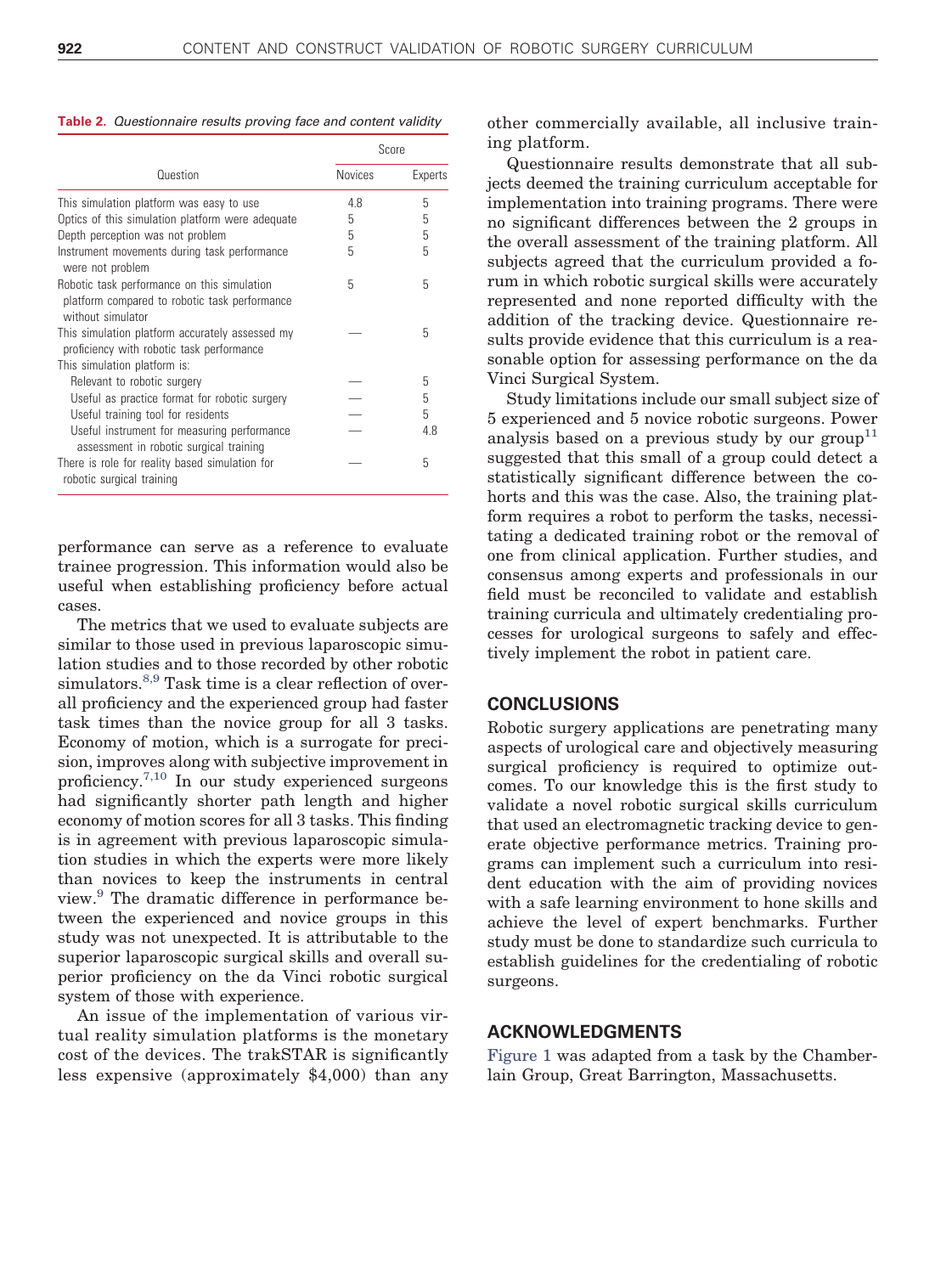**Table 2.** *Questionnaire results proving face and content validity*

| Question | Score | |
|---|---|---|
| | Novices | Experts |
| This simulation platform was easy to use | 4.8 | 5 |
| Optics of this simulation platform were adequate | 5 | 5 |
| Depth perception was not problem | 5 | 5 |
| Instrument movements during task performance were not problem | 5 | 5 |
| Robotic task performance on this simulation platform compared to robotic task performance without simulator | 5 | 5 |
| This simulation platform accurately assessed my proficiency with robotic task performance | — | 5 |
| This simulation platform is: | | |
| Relevant to robotic surgery | — | 5 |
| Useful as practice format for robotic surgery | — | 5 |
| Useful training tool for residents | — | 5 |
| Useful instrument for measuring performance assessment in robotic surgical training | — | 4.8 |
| There is role for reality based simulation for robotic surgical training | — | 5 |

performance can serve as a reference to evaluate trainee progression. This information would also be useful when establishing proficiency before actual cases.

The metrics that we used to evaluate subjects are similar to those used in previous laparoscopic simulation studies and to those recorded by other robotic simulators.[8,9] Task time is a clear reflection of overall proficiency and the experienced group had faster task times than the novice group for all 3 tasks. Economy of motion, which is a surrogate for precision, improves along with subjective improvement in proficiency.[7,10] In our study experienced surgeons had significantly shorter path length and higher economy of motion scores for all 3 tasks. This finding is in agreement with previous laparoscopic simulation studies in which the experts were more likely than novices to keep the instruments in central view.[9] The dramatic difference in performance between the experienced and novice groups in this study was not unexpected. It is attributable to the superior laparoscopic surgical skills and overall superior proficiency on the da Vinci robotic surgical system of those with experience.

An issue of the implementation of various virtual reality simulation platforms is the monetary cost of the devices. The trakSTAR is significantly less expensive (approximately $4,000) than any other commercially available, all inclusive training platform.

Questionnaire results demonstrate that all subjects deemed the training curriculum acceptable for implementation into training programs. There were no significant differences between the 2 groups in the overall assessment of the training platform. All subjects agreed that the curriculum provided a forum in which robotic surgical skills were accurately represented and none reported difficulty with the addition of the tracking device. Questionnaire results provide evidence that this curriculum is a reasonable option for assessing performance on the da Vinci Surgical System.

Study limitations include our small subject size of 5 experienced and 5 novice robotic surgeons. Power analysis based on a previous study by our group[11] suggested that this small of a group could detect a statistically significant difference between the cohorts and this was the case. Also, the training platform requires a robot to perform the tasks, necessitating a dedicated training robot or the removal of one from clinical application. Further studies, and consensus among experts and professionals in our field must be reconciled to validate and establish training curricula and ultimately credentialing processes for urological surgeons to safely and effectively implement the robot in patient care.

## CONCLUSIONS

Robotic surgery applications are penetrating many aspects of urological care and objectively measuring surgical proficiency is required to optimize outcomes. To our knowledge this is the first study to validate a novel robotic surgical skills curriculum that used an electromagnetic tracking device to generate objective performance metrics. Training programs can implement such a curriculum into resident education with the aim of providing novices with a safe learning environment to hone skills and achieve the level of expert benchmarks. Further study must be done to standardize such curricula to establish guidelines for the credentialing of robotic surgeons.

## ACKNOWLEDGMENTS

Figure 1 was adapted from a task by the Chamberlain Group, Great Barrington, Massachusetts.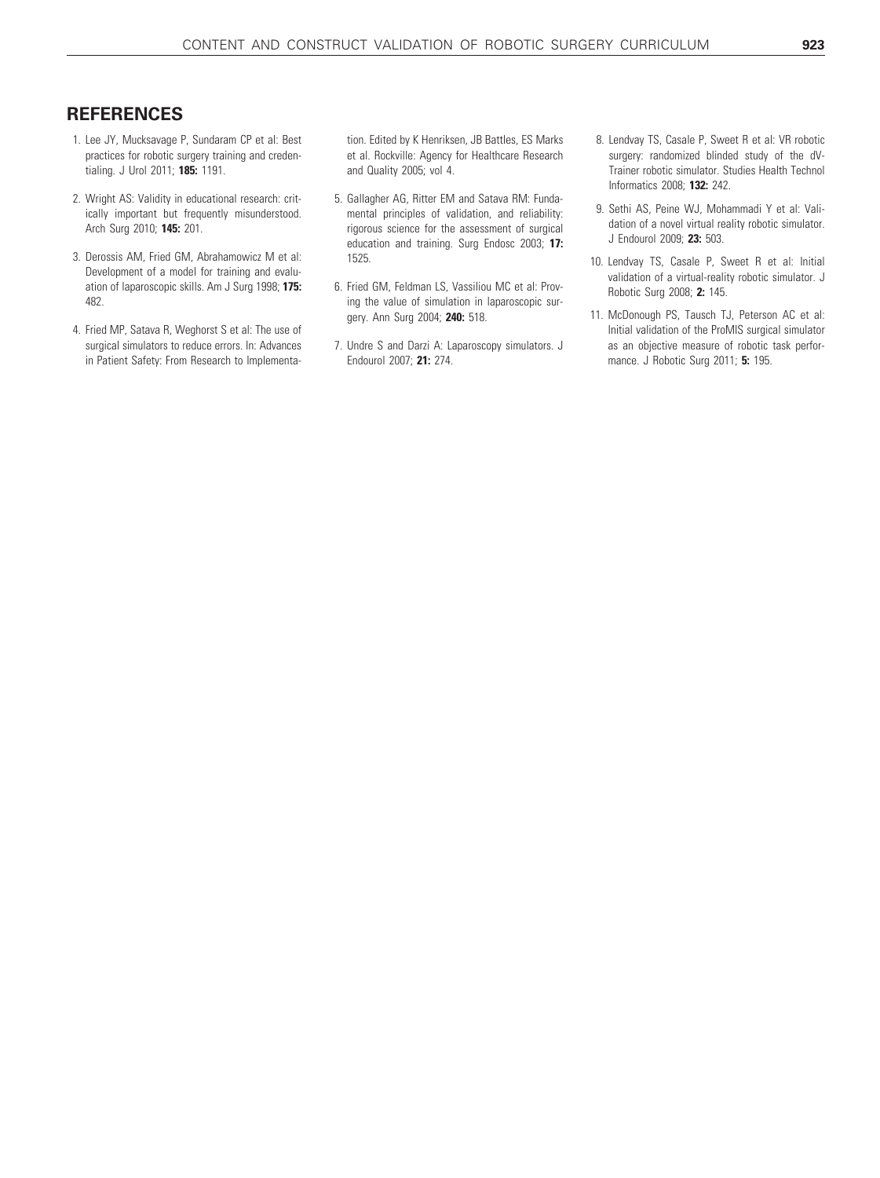## REFERENCES

1. Lee JY, Mucksavage P, Sundaram CP et al: Best practices for robotic surgery training and credentialing. J Urol 2011; **185:** 1191.
2. Wright AS: Validity in educational research: critically important but frequently misunderstood. Arch Surg 2010; **145:** 201.
3. Derossis AM, Fried GM, Abrahamowicz M et al: Development of a model for training and evaluation of laparoscopic skills. Am J Surg 1998; **175:** 482.
4. Fried MP, Satava R, Weghorst S et al: The use of surgical simulators to reduce errors. In: Advances in Patient Safety: From Research to Implementation. Edited by K Henriksen, JB Battles, ES Marks et al. Rockville: Agency for Healthcare Research and Quality 2005; vol 4.
5. Gallagher AG, Ritter EM and Satava RM: Fundamental principles of validation, and reliability: rigorous science for the assessment of surgical education and training. Surg Endosc 2003; **17:** 1525.
6. Fried GM, Feldman LS, Vassiliou MC et al: Proving the value of simulation in laparoscopic surgery. Ann Surg 2004; **240:** 518.
7. Undre S and Darzi A: Laparoscopy simulators. J Endourol 2007; **21:** 274.
8. Lendvay TS, Casale P, Sweet R et al: VR robotic surgery: randomized blinded study of the dV-Trainer robotic simulator. Studies Health Technol Informatics 2008; **132:** 242.
9. Sethi AS, Peine WJ, Mohammadi Y et al: Validation of a novel virtual reality robotic simulator. J Endourol 2009; **23:** 503.
10. Lendvay TS, Casale P, Sweet R et al: Initial validation of a virtual-reality robotic simulator. J Robotic Surg 2008; **2:** 145.
11. McDonough PS, Tausch TJ, Peterson AC et al: Initial validation of the ProMIS surgical simulator as an objective measure of robotic task performance. J Robotic Surg 2011; **5:** 195.